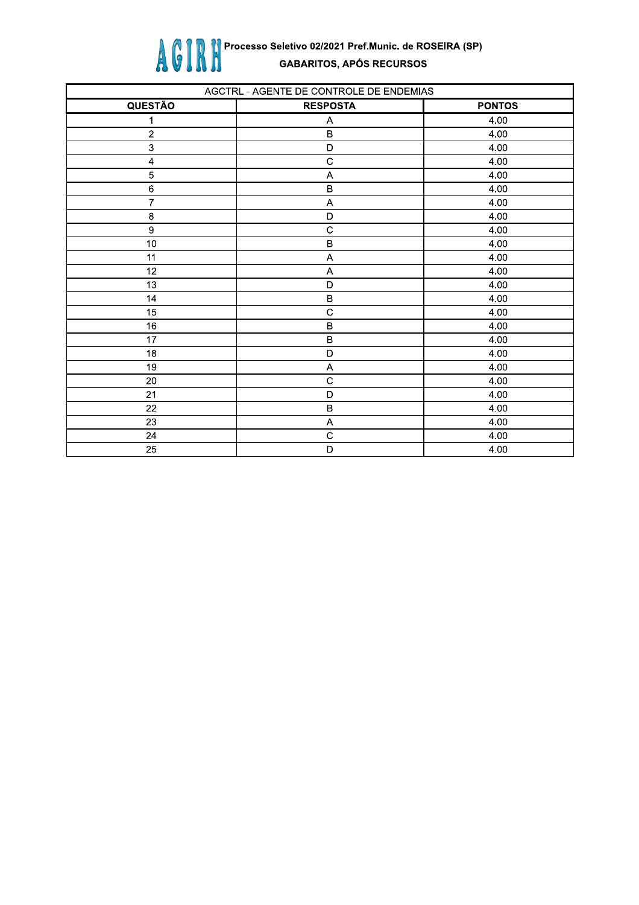AGIRH Processo Seletivo 02/2021 Pref.Munic. de ROSEIRA (SP)

GABARITOS, APÓS RECURSOS

| AGCTRL - AGENTE DE CONTROLE DE ENDEMIAS | | |
|---|---|---|
| **QUESTÃO** | **RESPOSTA** | **PONTOS** |
| 1 | A | 4.00 |
| 2 | B | 4.00 |
| 3 | D | 4.00 |
| 4 | C | 4.00 |
| 5 | A | 4.00 |
| 6 | B | 4.00 |
| 7 | A | 4.00 |
| 8 | D | 4.00 |
| 9 | C | 4.00 |
| 10 | B | 4.00 |
| 11 | A | 4.00 |
| 12 | A | 4.00 |
| 13 | D | 4.00 |
| 14 | B | 4.00 |
| 15 | C | 4.00 |
| 16 | B | 4.00 |
| 17 | B | 4.00 |
| 18 | D | 4.00 |
| 19 | A | 4.00 |
| 20 | C | 4.00 |
| 21 | D | 4.00 |
| 22 | B | 4.00 |
| 23 | A | 4.00 |
| 24 | C | 4.00 |
| 25 | D | 4.00 |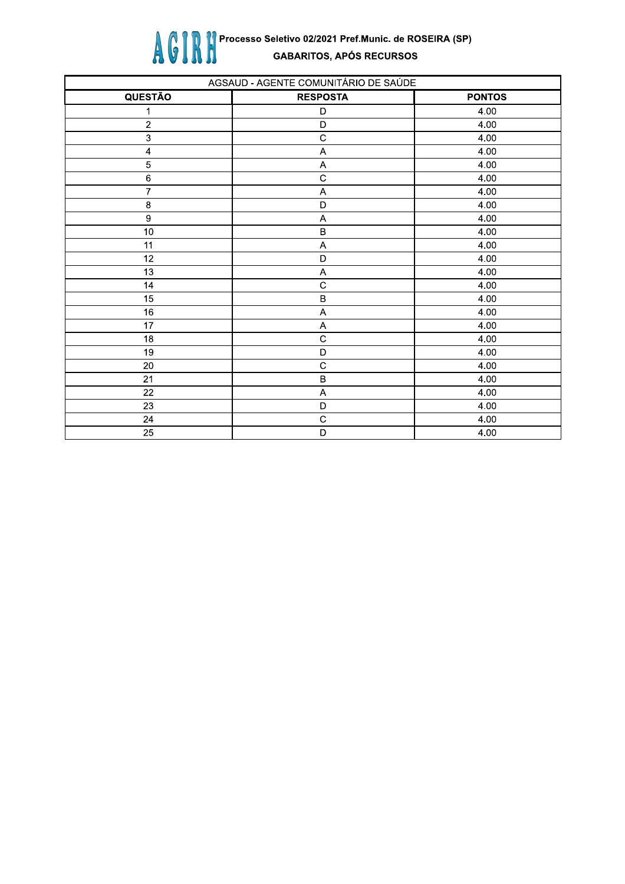AGIRH

**Processo Seletivo 02/2021 Pref.Munic. de ROSEIRA (SP)**

**GABARITOS, APÓS RECURSOS**

| AGSAUD - AGENTE COMUNITÁRIO DE SAÚDE | | |
|---|---|---|
| **QUESTÃO** | **RESPOSTA** | **PONTOS** |
| 1 | D | 4.00 |
| 2 | D | 4.00 |
| 3 | C | 4.00 |
| 4 | A | 4.00 |
| 5 | A | 4.00 |
| 6 | C | 4.00 |
| 7 | A | 4.00 |
| 8 | D | 4.00 |
| 9 | A | 4.00 |
| 10 | B | 4.00 |
| 11 | A | 4.00 |
| 12 | D | 4.00 |
| 13 | A | 4.00 |
| 14 | C | 4.00 |
| 15 | B | 4.00 |
| 16 | A | 4.00 |
| 17 | A | 4.00 |
| 18 | C | 4.00 |
| 19 | D | 4.00 |
| 20 | C | 4.00 |
| 21 | B | 4.00 |
| 22 | A | 4.00 |
| 23 | D | 4.00 |
| 24 | C | 4.00 |
| 25 | D | 4.00 |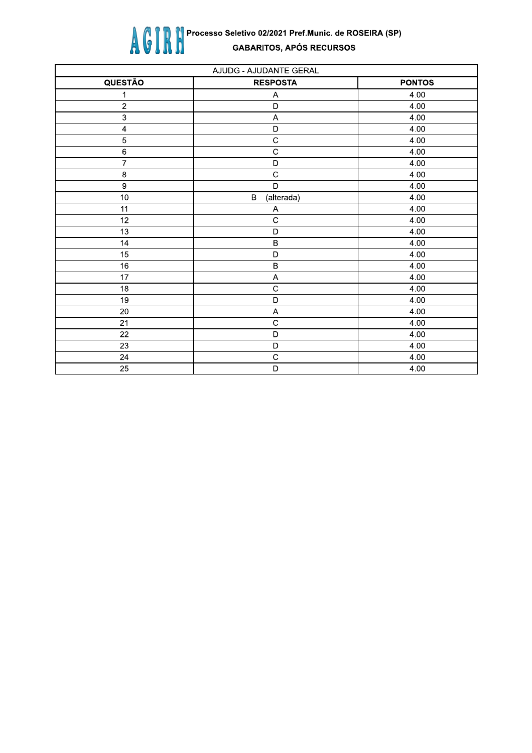AGIRH **Processo Seletivo 02/2021 Pref.Munic. de ROSEIRA (SP)**

**GABARITOS, APÓS RECURSOS**

| AJUDG - AJUDANTE GERAL | | |
|---|---|---|
| **QUESTÃO** | **RESPOSTA** | **PONTOS** |
| 1 | A | 4.00 |
| 2 | D | 4.00 |
| 3 | A | 4.00 |
| 4 | D | 4.00 |
| 5 | C | 4.00 |
| 6 | C | 4.00 |
| 7 | D | 4.00 |
| 8 | C | 4.00 |
| 9 | D | 4.00 |
| 10 | B (alterada) | 4.00 |
| 11 | A | 4.00 |
| 12 | C | 4.00 |
| 13 | D | 4.00 |
| 14 | B | 4.00 |
| 15 | D | 4.00 |
| 16 | B | 4.00 |
| 17 | A | 4.00 |
| 18 | C | 4.00 |
| 19 | D | 4.00 |
| 20 | A | 4.00 |
| 21 | C | 4.00 |
| 22 | D | 4.00 |
| 23 | D | 4.00 |
| 24 | C | 4.00 |
| 25 | D | 4.00 |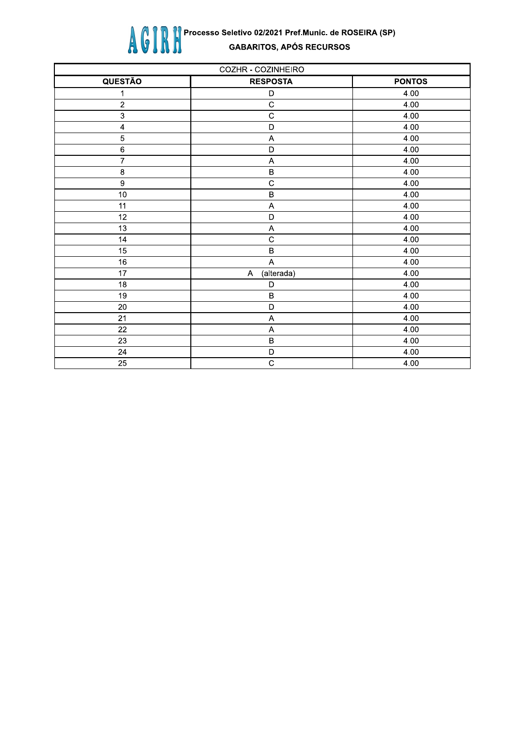AGIRH Processo Seletivo 02/2021 Pref.Munic. de ROSEIRA (SP)

GABARITOS, APÓS RECURSOS

| COZHR - COZINHEIRO | | |
|---|---|---|
| **QUESTÃO** | **RESPOSTA** | **PONTOS** |
| 1 | D | 4.00 |
| 2 | C | 4.00 |
| 3 | C | 4.00 |
| 4 | D | 4.00 |
| 5 | A | 4.00 |
| 6 | D | 4.00 |
| 7 | A | 4.00 |
| 8 | B | 4.00 |
| 9 | C | 4.00 |
| 10 | B | 4.00 |
| 11 | A | 4.00 |
| 12 | D | 4.00 |
| 13 | A | 4.00 |
| 14 | C | 4.00 |
| 15 | B | 4.00 |
| 16 | A | 4.00 |
| 17 | A (alterada) | 4.00 |
| 18 | D | 4.00 |
| 19 | B | 4.00 |
| 20 | D | 4.00 |
| 21 | A | 4.00 |
| 22 | A | 4.00 |
| 23 | B | 4.00 |
| 24 | D | 4.00 |
| 25 | C | 4.00 |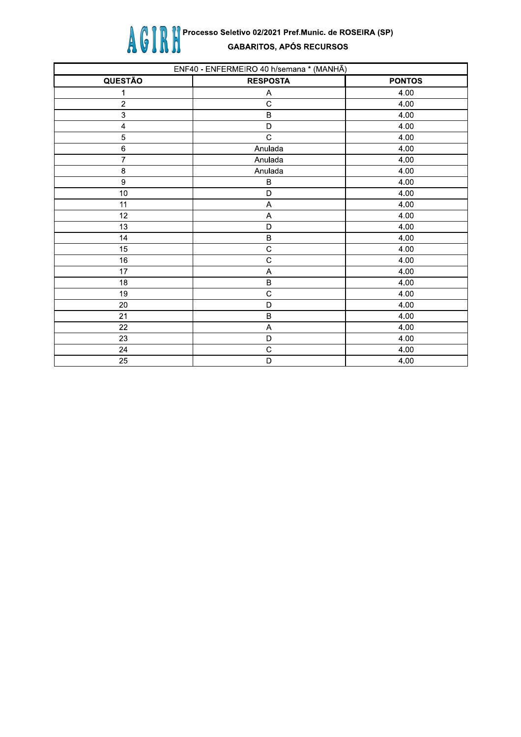AGIRH Processo Seletivo 02/2021 Pref.Munic. de ROSEIRA (SP)

GABARITOS, APÓS RECURSOS

| ENF40 - ENFERMEIRO 40 h/semana * (MANHÃ) | | |
|---|---|---|
| **QUESTÃO** | **RESPOSTA** | **PONTOS** |
| 1 | A | 4.00 |
| 2 | C | 4.00 |
| 3 | B | 4.00 |
| 4 | D | 4.00 |
| 5 | C | 4.00 |
| 6 | Anulada | 4.00 |
| 7 | Anulada | 4.00 |
| 8 | Anulada | 4.00 |
| 9 | B | 4.00 |
| 10 | D | 4.00 |
| 11 | A | 4.00 |
| 12 | A | 4.00 |
| 13 | D | 4.00 |
| 14 | B | 4.00 |
| 15 | C | 4.00 |
| 16 | C | 4.00 |
| 17 | A | 4.00 |
| 18 | B | 4.00 |
| 19 | C | 4.00 |
| 20 | D | 4.00 |
| 21 | B | 4.00 |
| 22 | A | 4.00 |
| 23 | D | 4.00 |
| 24 | C | 4.00 |
| 25 | D | 4.00 |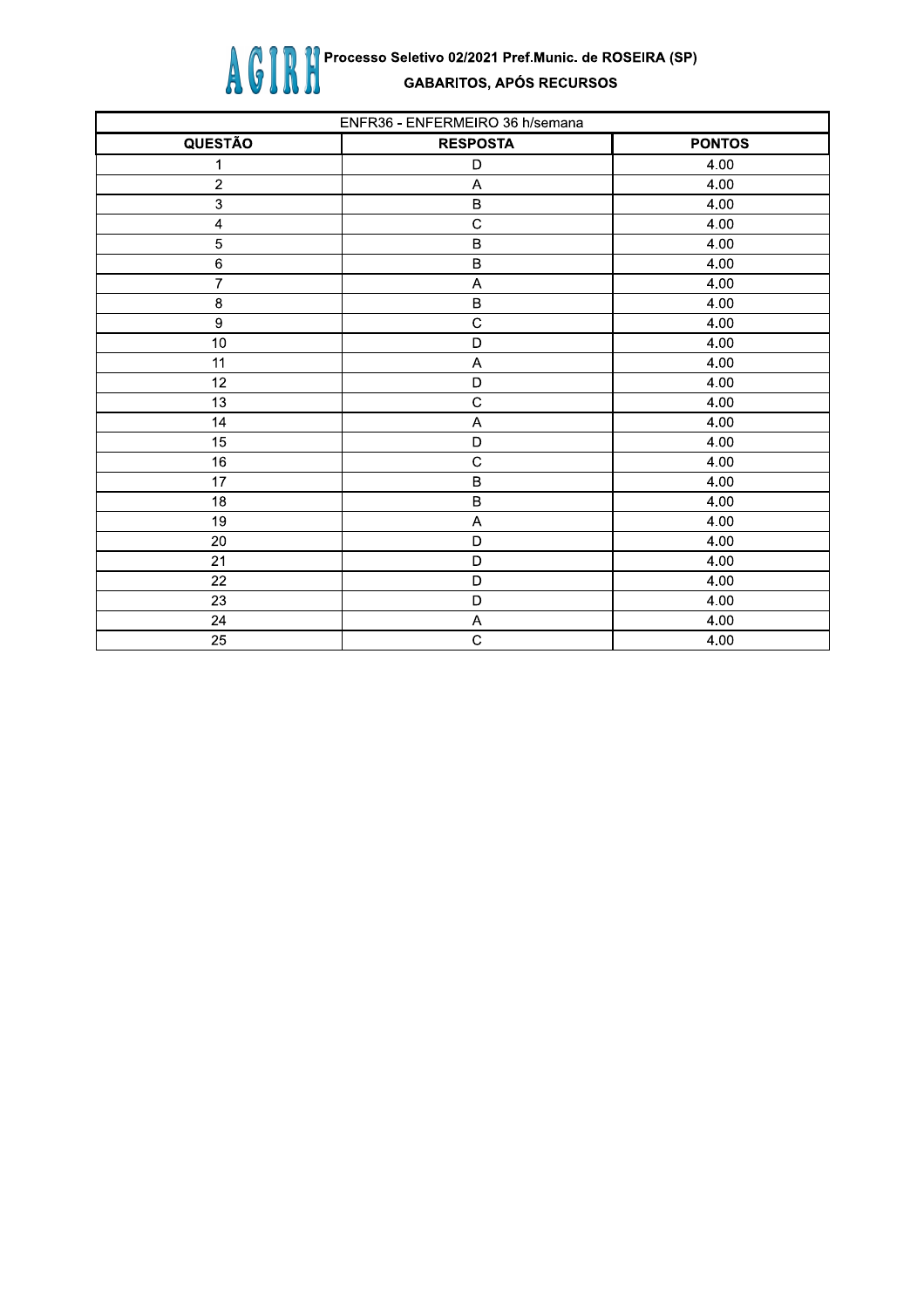AGIRH Processo Seletivo 02/2021 Pref.Munic. de ROSEIRA (SP)

GABARITOS, APÓS RECURSOS

| ENFR36 - ENFERMEIRO 36 h/semana | | |
|---|---|---|
| **QUESTÃO** | **RESPOSTA** | **PONTOS** |
| 1 | D | 4.00 |
| 2 | A | 4.00 |
| 3 | B | 4.00 |
| 4 | C | 4.00 |
| 5 | B | 4.00 |
| 6 | B | 4.00 |
| 7 | A | 4.00 |
| 8 | B | 4.00 |
| 9 | C | 4.00 |
| 10 | D | 4.00 |
| 11 | A | 4.00 |
| 12 | D | 4.00 |
| 13 | C | 4.00 |
| 14 | A | 4.00 |
| 15 | D | 4.00 |
| 16 | C | 4.00 |
| 17 | B | 4.00 |
| 18 | B | 4.00 |
| 19 | A | 4.00 |
| 20 | D | 4.00 |
| 21 | D | 4.00 |
| 22 | D | 4.00 |
| 23 | D | 4.00 |
| 24 | A | 4.00 |
| 25 | C | 4.00 |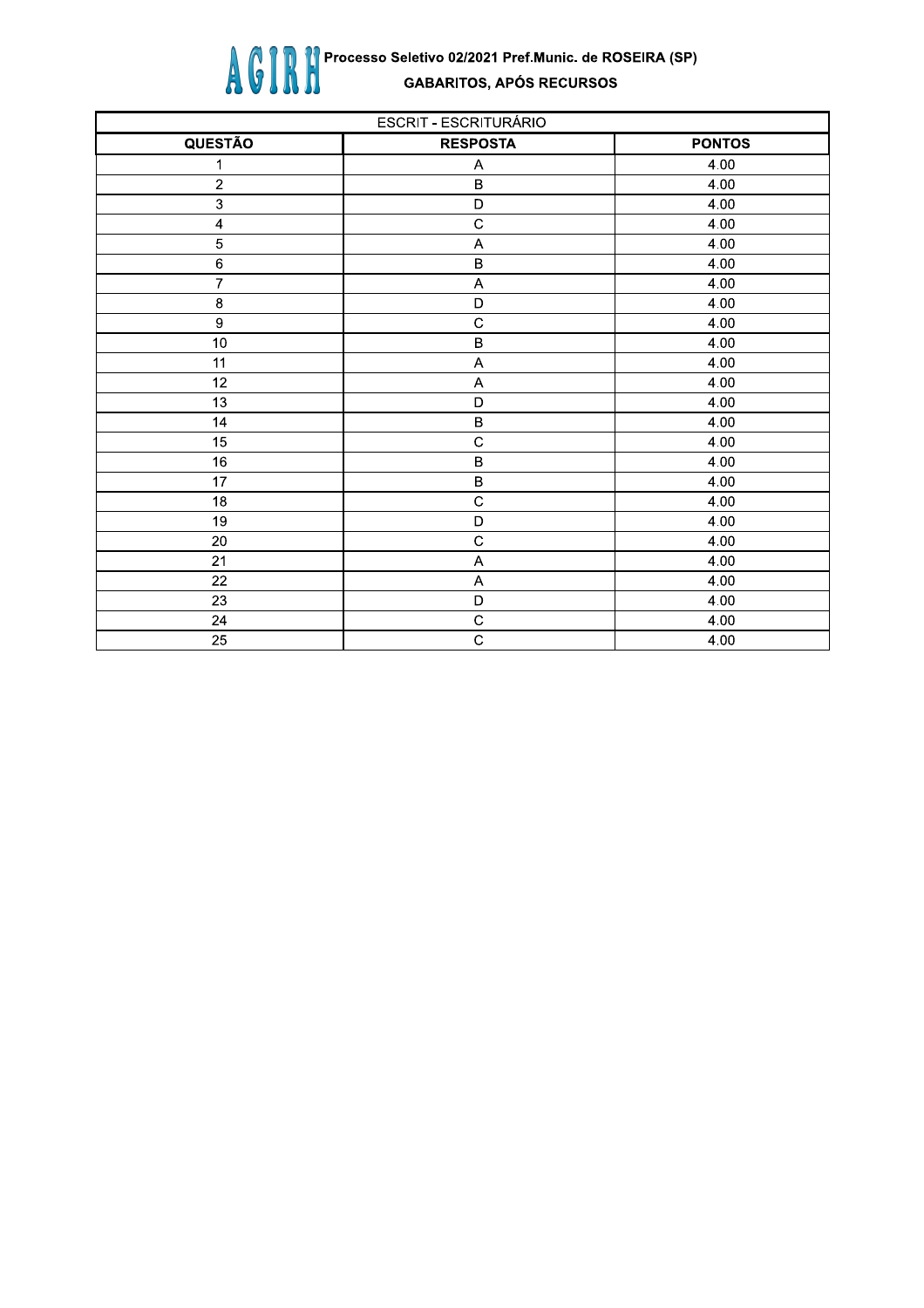AGIRH Processo Seletivo 02/2021 Pref.Munic. de ROSEIRA (SP)

**GABARITOS, APÓS RECURSOS**

| ESCRIT - ESCRITURÁRIO | | |
|---|---|---|
| **QUESTÃO** | **RESPOSTA** | **PONTOS** |
| 1 | A | 4.00 |
| 2 | B | 4.00 |
| 3 | D | 4.00 |
| 4 | C | 4.00 |
| 5 | A | 4.00 |
| 6 | B | 4.00 |
| 7 | A | 4.00 |
| 8 | D | 4.00 |
| 9 | C | 4.00 |
| 10 | B | 4.00 |
| 11 | A | 4.00 |
| 12 | A | 4.00 |
| 13 | D | 4.00 |
| 14 | B | 4.00 |
| 15 | C | 4.00 |
| 16 | B | 4.00 |
| 17 | B | 4.00 |
| 18 | C | 4.00 |
| 19 | D | 4.00 |
| 20 | C | 4.00 |
| 21 | A | 4.00 |
| 22 | A | 4.00 |
| 23 | D | 4.00 |
| 24 | C | 4.00 |
| 25 | C | 4.00 |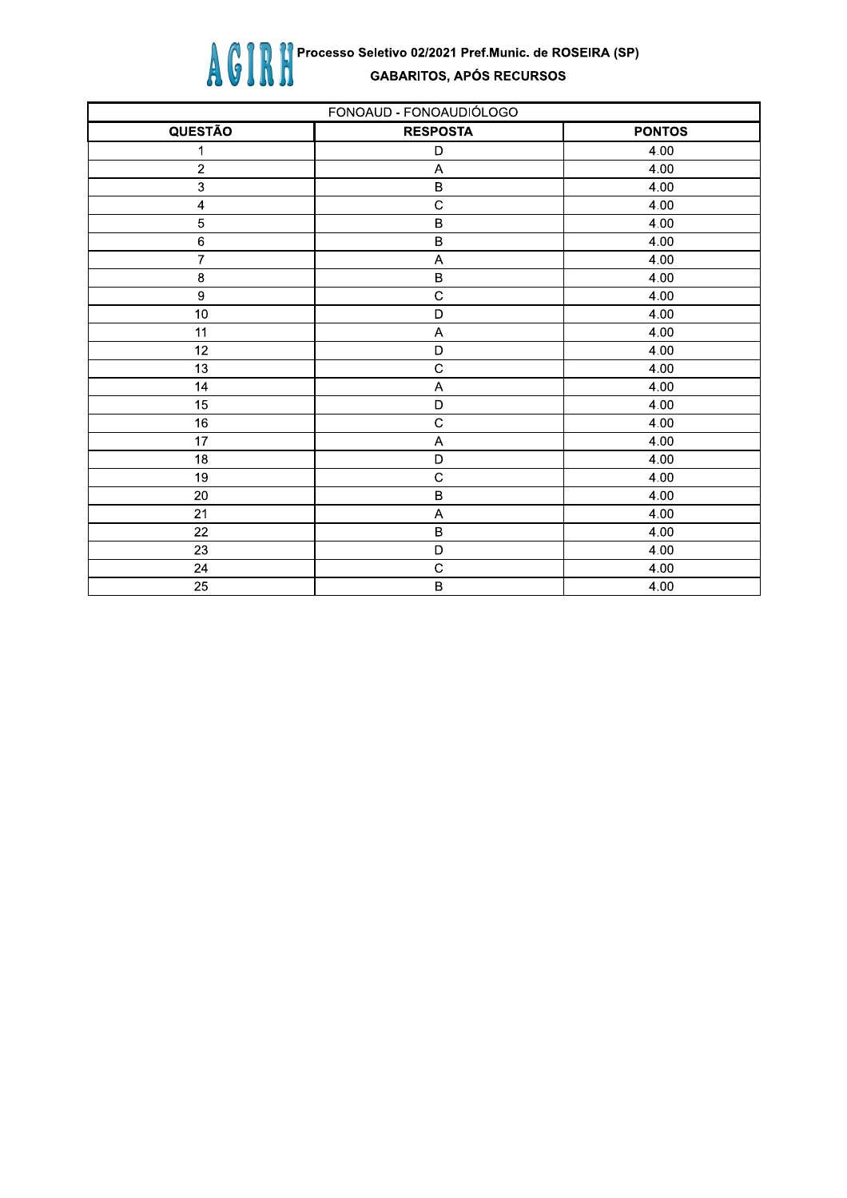**AGIRH** Processo Seletivo 02/2021 Pref.Munic. de ROSEIRA (SP)

**GABARITOS, APÓS RECURSOS**

| FONOAUD - FONOAUDIÓLOGO | | |
|---|---|---|
| **QUESTÃO** | **RESPOSTA** | **PONTOS** |
| 1 | D | 4.00 |
| 2 | A | 4.00 |
| 3 | B | 4.00 |
| 4 | C | 4.00 |
| 5 | B | 4.00 |
| 6 | B | 4.00 |
| 7 | A | 4.00 |
| 8 | B | 4.00 |
| 9 | C | 4.00 |
| 10 | D | 4.00 |
| 11 | A | 4.00 |
| 12 | D | 4.00 |
| 13 | C | 4.00 |
| 14 | A | 4.00 |
| 15 | D | 4.00 |
| 16 | C | 4.00 |
| 17 | A | 4.00 |
| 18 | D | 4.00 |
| 19 | C | 4.00 |
| 20 | B | 4.00 |
| 21 | A | 4.00 |
| 22 | B | 4.00 |
| 23 | D | 4.00 |
| 24 | C | 4.00 |
| 25 | B | 4.00 |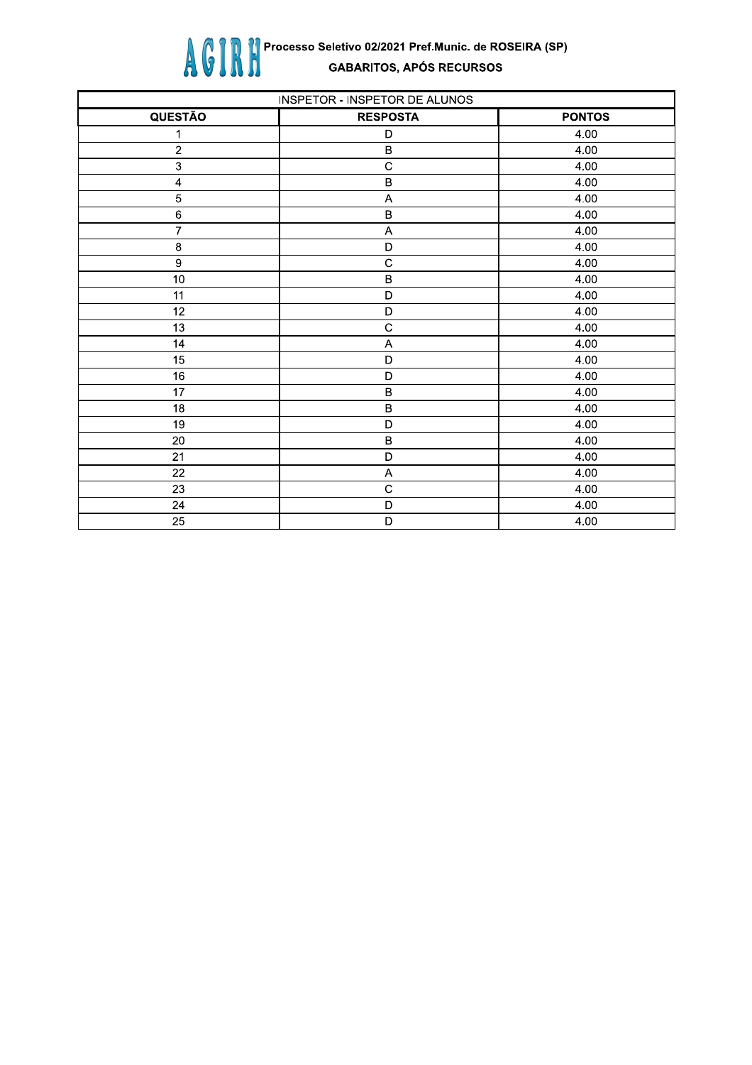# AGIRH Processo Seletivo 02/2021 Pref.Munic. de ROSEIRA (SP)

## GABARITOS, APÓS RECURSOS

| INSPETOR - INSPETOR DE ALUNOS | | |
|---|---|---|
| **QUESTÃO** | **RESPOSTA** | **PONTOS** |
| 1 | D | 4.00 |
| 2 | B | 4.00 |
| 3 | C | 4.00 |
| 4 | B | 4.00 |
| 5 | A | 4.00 |
| 6 | B | 4.00 |
| 7 | A | 4.00 |
| 8 | D | 4.00 |
| 9 | C | 4.00 |
| 10 | B | 4.00 |
| 11 | D | 4.00 |
| 12 | D | 4.00 |
| 13 | C | 4.00 |
| 14 | A | 4.00 |
| 15 | D | 4.00 |
| 16 | D | 4.00 |
| 17 | B | 4.00 |
| 18 | B | 4.00 |
| 19 | D | 4.00 |
| 20 | B | 4.00 |
| 21 | D | 4.00 |
| 22 | A | 4.00 |
| 23 | C | 4.00 |
| 24 | D | 4.00 |
| 25 | D | 4.00 |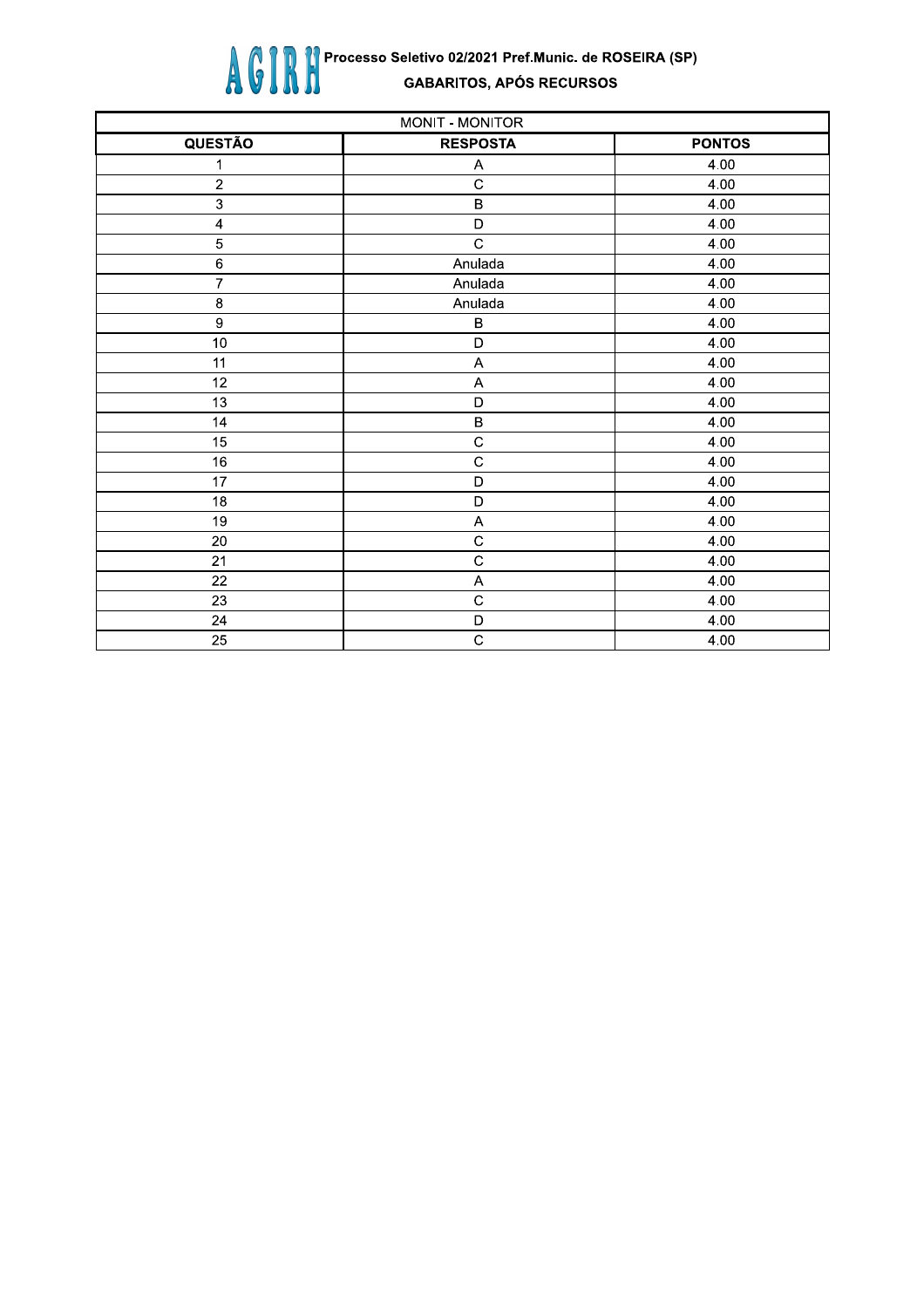# AGIRH Processo Seletivo 02/2021 Pref.Munic. de ROSEIRA (SP)

## GABARITOS, APÓS RECURSOS

| MONIT - MONITOR | | |
|---|---|---|
| **QUESTÃO** | **RESPOSTA** | **PONTOS** |
| 1 | A | 4.00 |
| 2 | C | 4.00 |
| 3 | B | 4.00 |
| 4 | D | 4.00 |
| 5 | C | 4.00 |
| 6 | Anulada | 4.00 |
| 7 | Anulada | 4.00 |
| 8 | Anulada | 4.00 |
| 9 | B | 4.00 |
| 10 | D | 4.00 |
| 11 | A | 4.00 |
| 12 | A | 4.00 |
| 13 | D | 4.00 |
| 14 | B | 4.00 |
| 15 | C | 4.00 |
| 16 | C | 4.00 |
| 17 | D | 4.00 |
| 18 | D | 4.00 |
| 19 | A | 4.00 |
| 20 | C | 4.00 |
| 21 | C | 4.00 |
| 22 | A | 4.00 |
| 23 | C | 4.00 |
| 24 | D | 4.00 |
| 25 | C | 4.00 |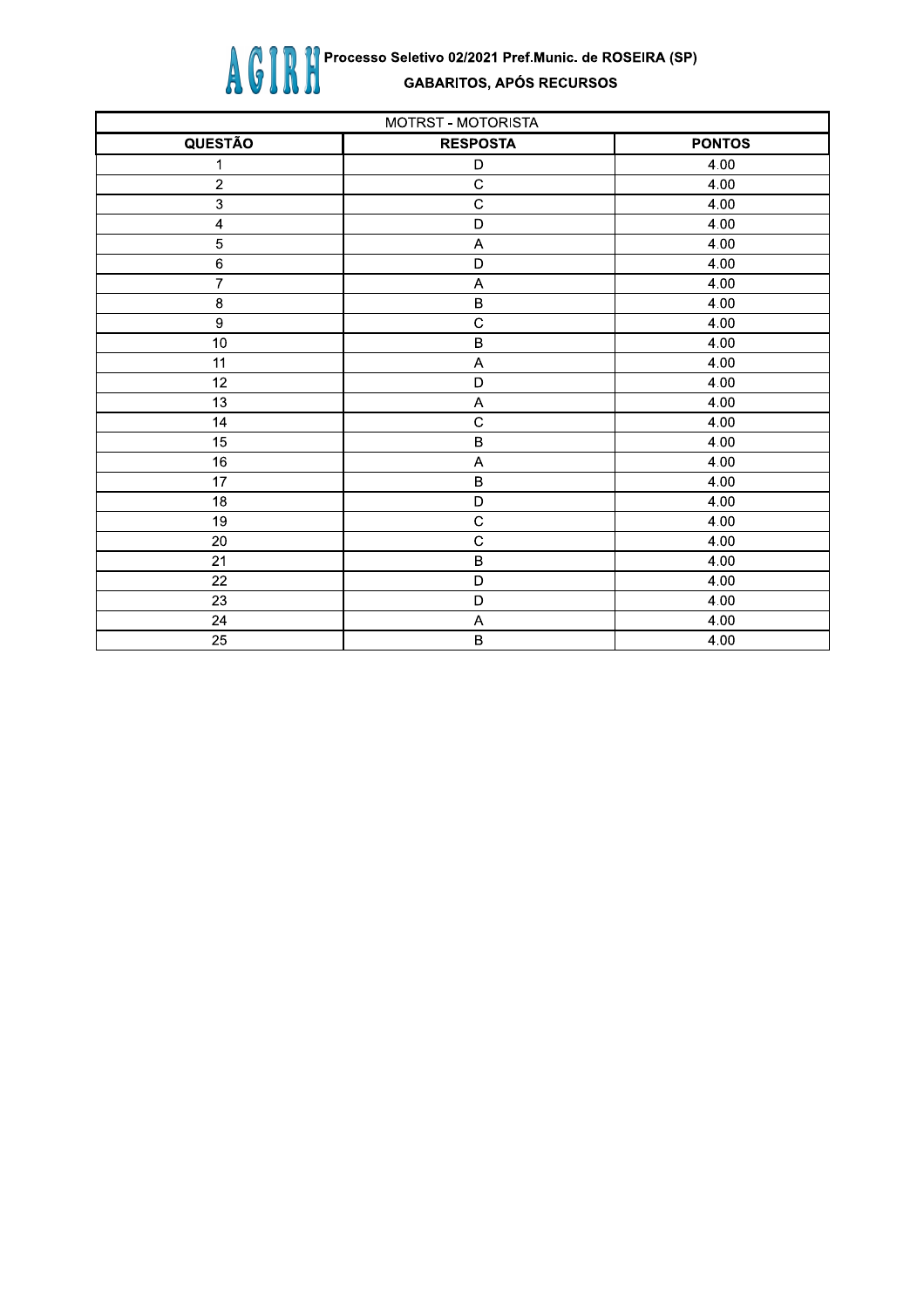AGIRH Processo Seletivo 02/2021 Pref.Munic. de ROSEIRA (SP)

**GABARITOS, APÓS RECURSOS**

| MOTRST - MOTORISTA | | |
|---|---|---|
| **QUESTÃO** | **RESPOSTA** | **PONTOS** |
| 1 | D | 4.00 |
| 2 | C | 4.00 |
| 3 | C | 4.00 |
| 4 | D | 4.00 |
| 5 | A | 4.00 |
| 6 | D | 4.00 |
| 7 | A | 4.00 |
| 8 | B | 4.00 |
| 9 | C | 4.00 |
| 10 | B | 4.00 |
| 11 | A | 4.00 |
| 12 | D | 4.00 |
| 13 | A | 4.00 |
| 14 | C | 4.00 |
| 15 | B | 4.00 |
| 16 | A | 4.00 |
| 17 | B | 4.00 |
| 18 | D | 4.00 |
| 19 | C | 4.00 |
| 20 | C | 4.00 |
| 21 | B | 4.00 |
| 22 | D | 4.00 |
| 23 | D | 4.00 |
| 24 | A | 4.00 |
| 25 | B | 4.00 |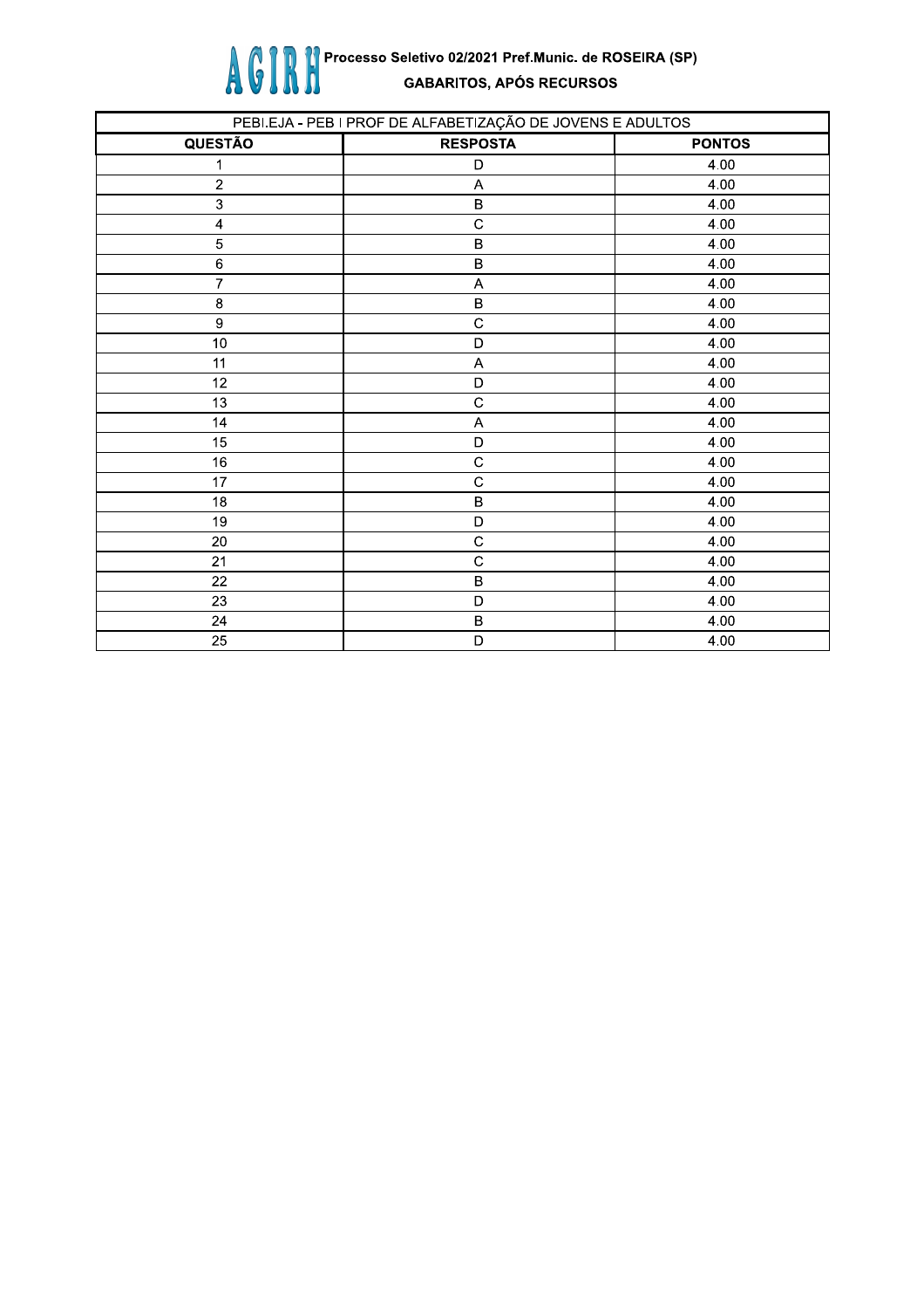AGIRH Processo Seletivo 02/2021 Pref.Munic. de ROSEIRA (SP)

GABARITOS, APÓS RECURSOS

| PEBI.EJA - PEB I PROF DE ALFABETIZAÇÃO DE JOVENS E ADULTOS | | |
|---|---|---|
| **QUESTÃO** | **RESPOSTA** | **PONTOS** |
| 1 | D | 4.00 |
| 2 | A | 4.00 |
| 3 | B | 4.00 |
| 4 | C | 4.00 |
| 5 | B | 4.00 |
| 6 | B | 4.00 |
| 7 | A | 4.00 |
| 8 | B | 4.00 |
| 9 | C | 4.00 |
| 10 | D | 4.00 |
| 11 | A | 4.00 |
| 12 | D | 4.00 |
| 13 | C | 4.00 |
| 14 | A | 4.00 |
| 15 | D | 4.00 |
| 16 | C | 4.00 |
| 17 | C | 4.00 |
| 18 | B | 4.00 |
| 19 | D | 4.00 |
| 20 | C | 4.00 |
| 21 | C | 4.00 |
| 22 | B | 4.00 |
| 23 | D | 4.00 |
| 24 | B | 4.00 |
| 25 | D | 4.00 |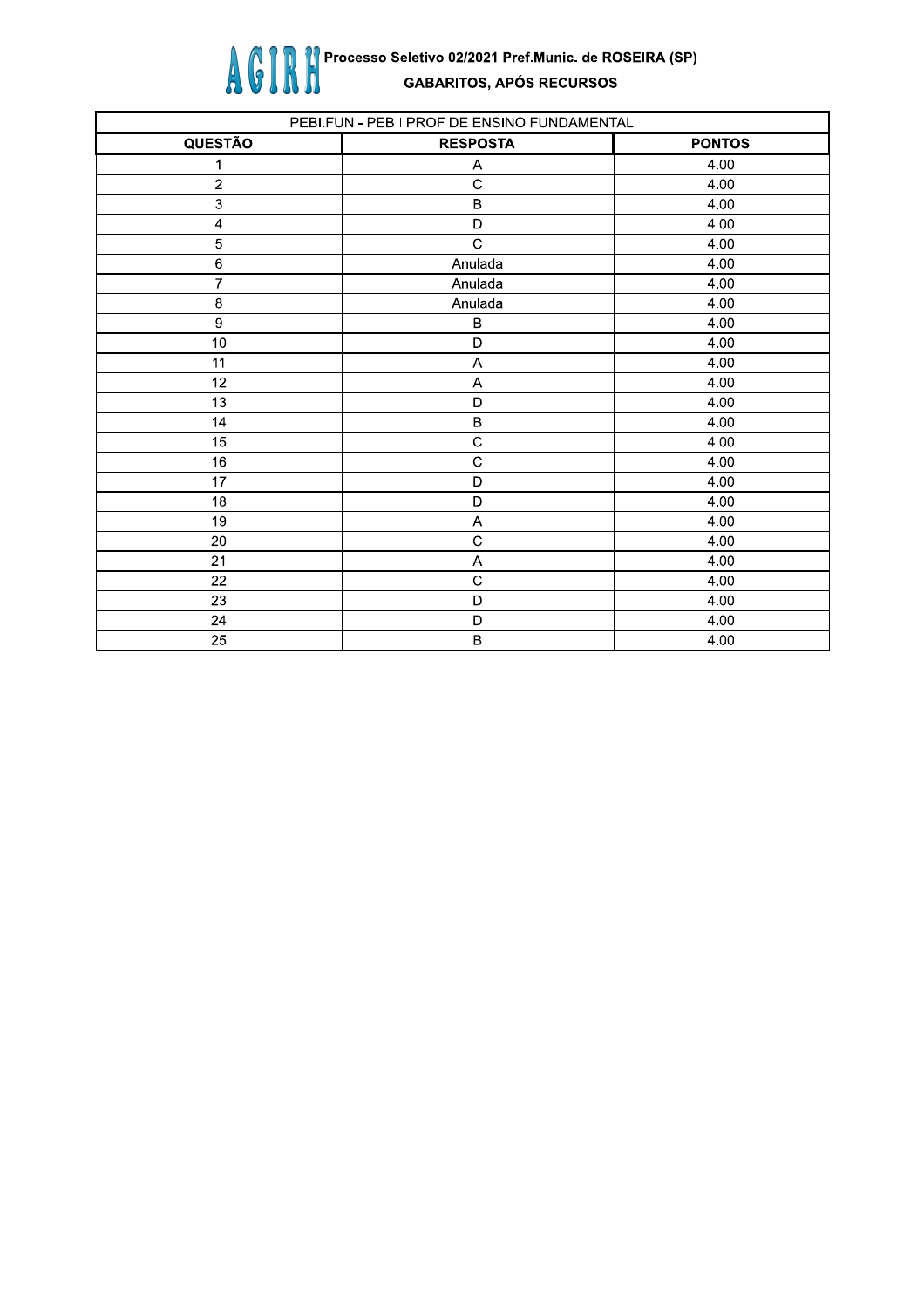AGIRH Processo Seletivo 02/2021 Pref.Munic. de ROSEIRA (SP)

GABARITOS, APÓS RECURSOS

| PEBI.FUN - PEB I PROF DE ENSINO FUNDAMENTAL | | |
|---|---|---|
| **QUESTÃO** | **RESPOSTA** | **PONTOS** |
| 1 | A | 4.00 |
| 2 | C | 4.00 |
| 3 | B | 4.00 |
| 4 | D | 4.00 |
| 5 | C | 4.00 |
| 6 | Anulada | 4.00 |
| 7 | Anulada | 4.00 |
| 8 | Anulada | 4.00 |
| 9 | B | 4.00 |
| 10 | D | 4.00 |
| 11 | A | 4.00 |
| 12 | A | 4.00 |
| 13 | D | 4.00 |
| 14 | B | 4.00 |
| 15 | C | 4.00 |
| 16 | C | 4.00 |
| 17 | D | 4.00 |
| 18 | D | 4.00 |
| 19 | A | 4.00 |
| 20 | C | 4.00 |
| 21 | A | 4.00 |
| 22 | C | 4.00 |
| 23 | D | 4.00 |
| 24 | D | 4.00 |
| 25 | B | 4.00 |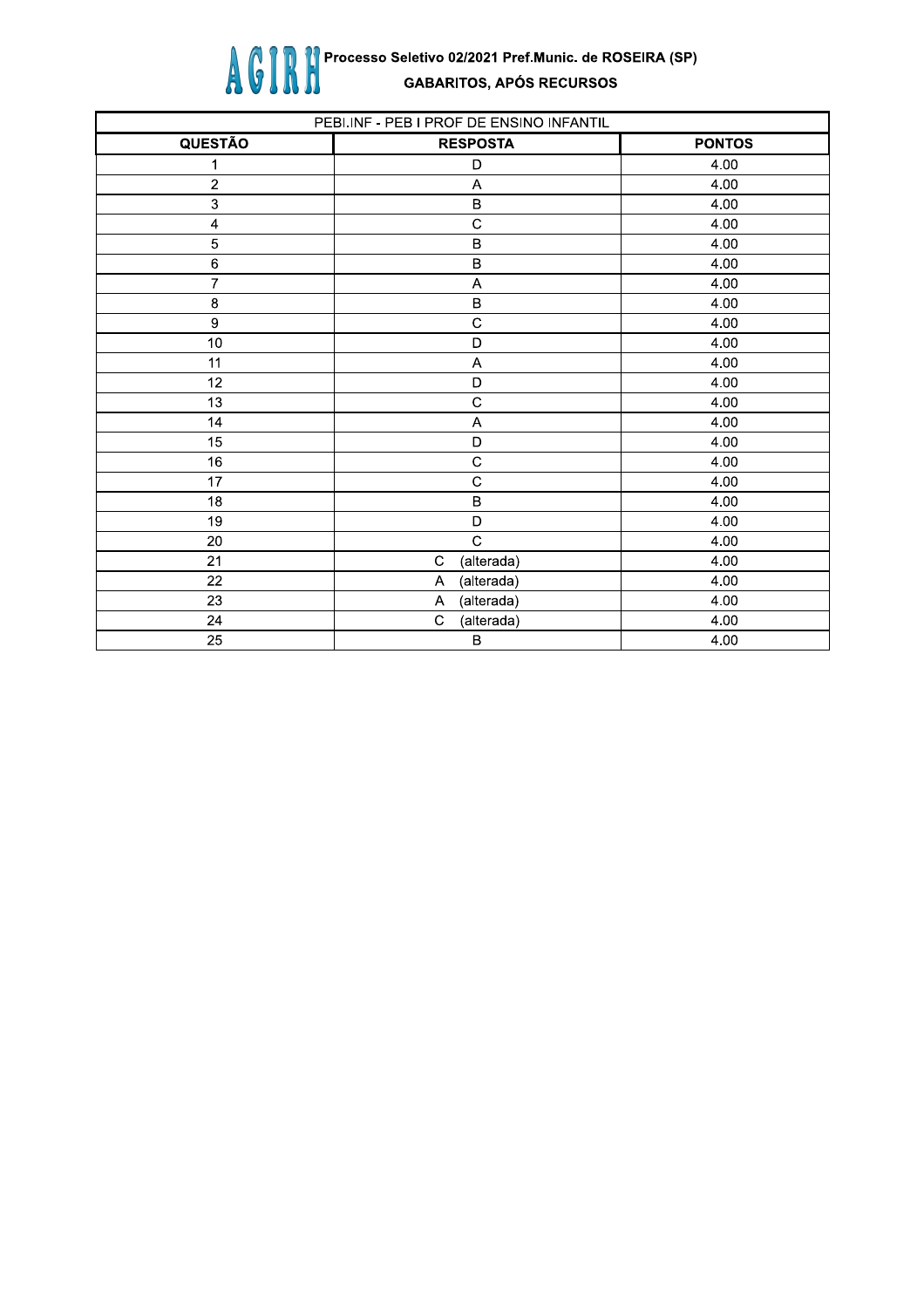# AGIRH Processo Seletivo 02/2021 Pref.Munic. de ROSEIRA (SP)

## GABARITOS, APÓS RECURSOS

| PEBI.INF - PEB I PROF DE ENSINO INFANTIL | | |
|---|---|---|
| **QUESTÃO** | **RESPOSTA** | **PONTOS** |
| 1 | D | 4.00 |
| 2 | A | 4.00 |
| 3 | B | 4.00 |
| 4 | C | 4.00 |
| 5 | B | 4.00 |
| 6 | B | 4.00 |
| 7 | A | 4.00 |
| 8 | B | 4.00 |
| 9 | C | 4.00 |
| 10 | D | 4.00 |
| 11 | A | 4.00 |
| 12 | D | 4.00 |
| 13 | C | 4.00 |
| 14 | A | 4.00 |
| 15 | D | 4.00 |
| 16 | C | 4.00 |
| 17 | C | 4.00 |
| 18 | B | 4.00 |
| 19 | D | 4.00 |
| 20 | C | 4.00 |
| 21 | C (alterada) | 4.00 |
| 22 | A (alterada) | 4.00 |
| 23 | A (alterada) | 4.00 |
| 24 | C (alterada) | 4.00 |
| 25 | B | 4.00 |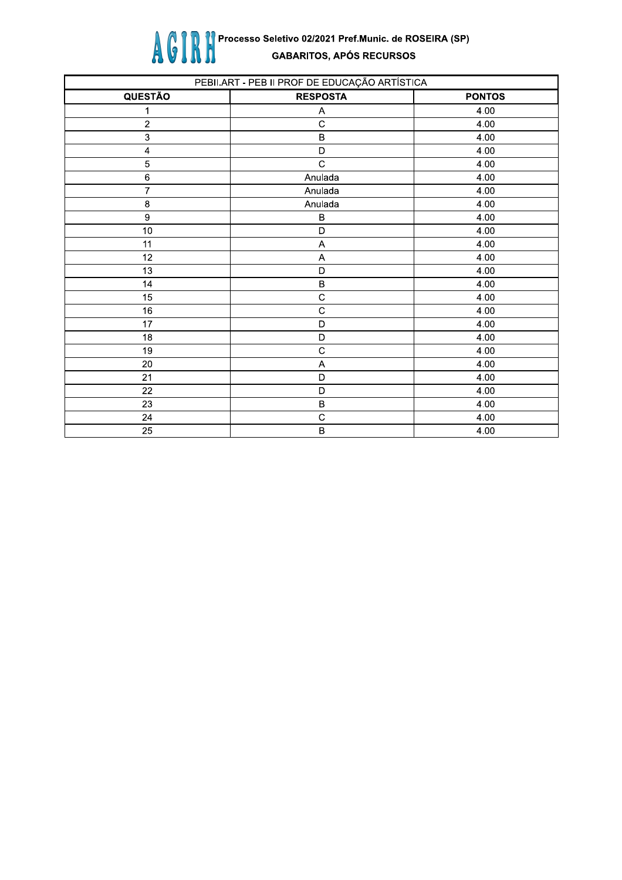# AGIRH Processo Seletivo 02/2021 Pref.Munic. de ROSEIRA (SP)

## GABARITOS, APÓS RECURSOS

| PEBII.ART - PEB II PROF DE EDUCAÇÃO ARTÍSTICA | | |
|---|---|---|
| **QUESTÃO** | **RESPOSTA** | **PONTOS** |
| 1 | A | 4.00 |
| 2 | C | 4.00 |
| 3 | B | 4.00 |
| 4 | D | 4.00 |
| 5 | C | 4.00 |
| 6 | Anulada | 4.00 |
| 7 | Anulada | 4.00 |
| 8 | Anulada | 4.00 |
| 9 | B | 4.00 |
| 10 | D | 4.00 |
| 11 | A | 4.00 |
| 12 | A | 4.00 |
| 13 | D | 4.00 |
| 14 | B | 4.00 |
| 15 | C | 4.00 |
| 16 | C | 4.00 |
| 17 | D | 4.00 |
| 18 | D | 4.00 |
| 19 | C | 4.00 |
| 20 | A | 4.00 |
| 21 | D | 4.00 |
| 22 | D | 4.00 |
| 23 | B | 4.00 |
| 24 | C | 4.00 |
| 25 | B | 4.00 |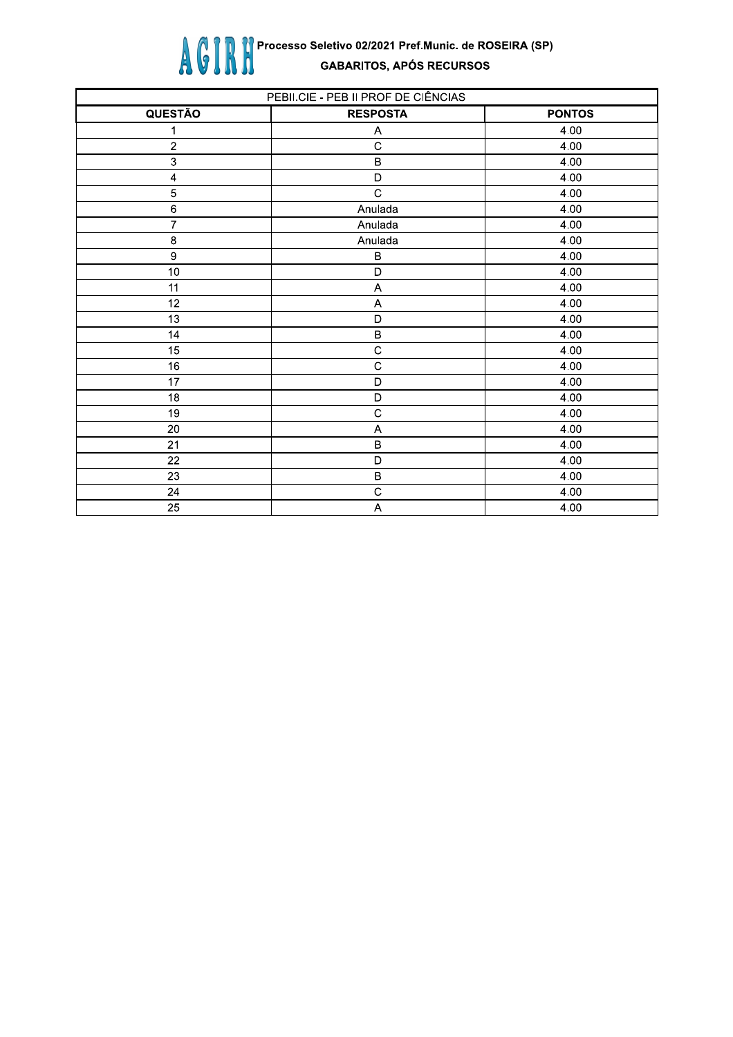AGIRH **Processo Seletivo 02/2021 Pref.Munic. de ROSEIRA (SP)**

**GABARITOS, APÓS RECURSOS**

| PEBII.CIE - PEB II PROF DE CIÊNCIAS | | |
|---|---|---|
| **QUESTÃO** | **RESPOSTA** | **PONTOS** |
| 1 | A | 4.00 |
| 2 | C | 4.00 |
| 3 | B | 4.00 |
| 4 | D | 4.00 |
| 5 | C | 4.00 |
| 6 | Anulada | 4.00 |
| 7 | Anulada | 4.00 |
| 8 | Anulada | 4.00 |
| 9 | B | 4.00 |
| 10 | D | 4.00 |
| 11 | A | 4.00 |
| 12 | A | 4.00 |
| 13 | D | 4.00 |
| 14 | B | 4.00 |
| 15 | C | 4.00 |
| 16 | C | 4.00 |
| 17 | D | 4.00 |
| 18 | D | 4.00 |
| 19 | C | 4.00 |
| 20 | A | 4.00 |
| 21 | B | 4.00 |
| 22 | D | 4.00 |
| 23 | B | 4.00 |
| 24 | C | 4.00 |
| 25 | A | 4.00 |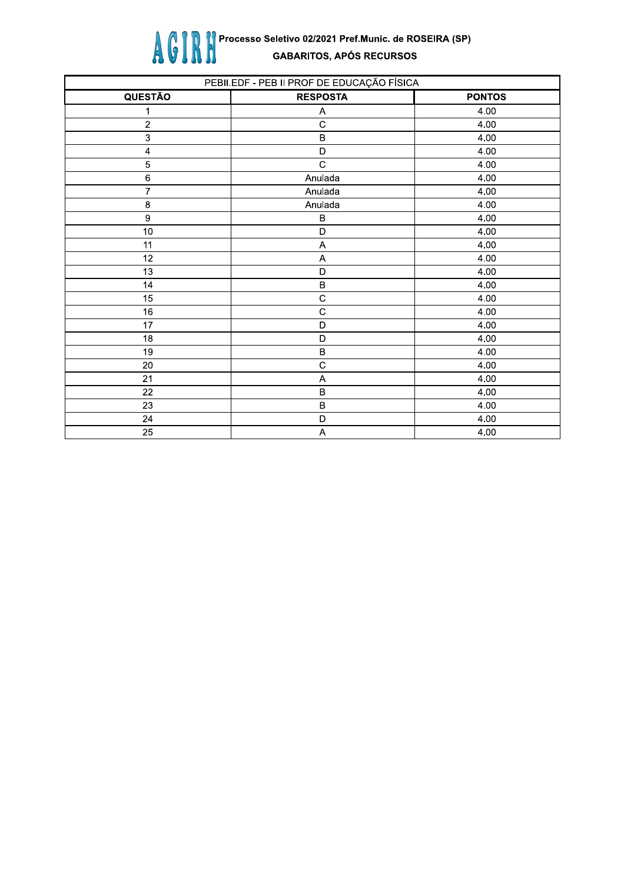**AGIRH** Processo Seletivo 02/2021 Pref.Munic. de ROSEIRA (SP)

**GABARITOS, APÓS RECURSOS**

| PEBII.EDF - PEB II PROF DE EDUCAÇÃO FÍSICA | | |
|---|---|---|
| **QUESTÃO** | **RESPOSTA** | **PONTOS** |
| 1 | A | 4.00 |
| 2 | C | 4.00 |
| 3 | B | 4.00 |
| 4 | D | 4.00 |
| 5 | C | 4.00 |
| 6 | Anulada | 4.00 |
| 7 | Anulada | 4.00 |
| 8 | Anulada | 4.00 |
| 9 | B | 4.00 |
| 10 | D | 4.00 |
| 11 | A | 4.00 |
| 12 | A | 4.00 |
| 13 | D | 4.00 |
| 14 | B | 4.00 |
| 15 | C | 4.00 |
| 16 | C | 4.00 |
| 17 | D | 4.00 |
| 18 | D | 4.00 |
| 19 | B | 4.00 |
| 20 | C | 4.00 |
| 21 | A | 4.00 |
| 22 | B | 4.00 |
| 23 | B | 4.00 |
| 24 | D | 4.00 |
| 25 | A | 4.00 |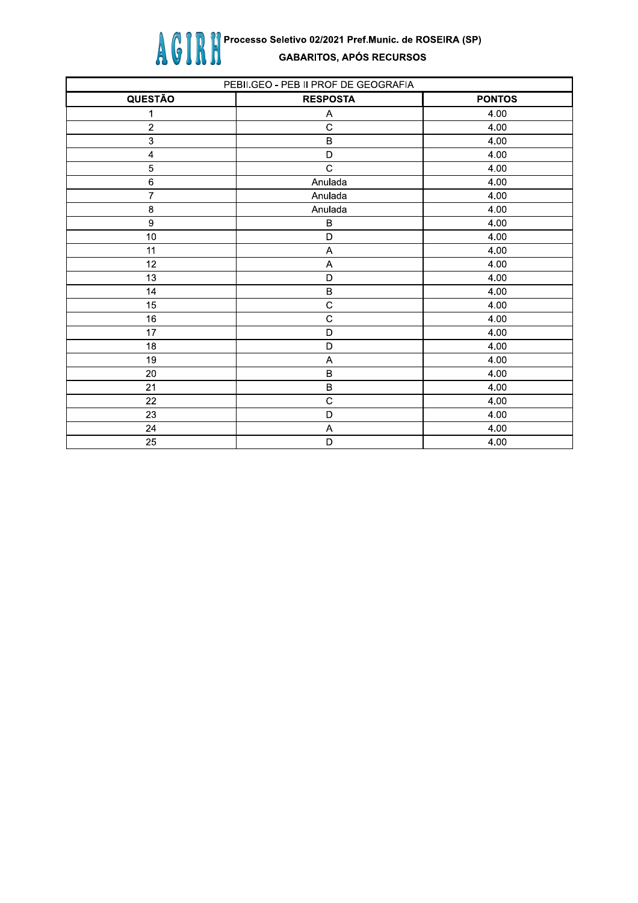**AGIRH** Processo Seletivo 02/2021 Pref.Munic. de ROSEIRA (SP)

**GABARITOS, APÓS RECURSOS**

| PEBII.GEO - PEB II PROF DE GEOGRAFIA | | |
|---|---|---|
| **QUESTÃO** | **RESPOSTA** | **PONTOS** |
| 1 | A | 4.00 |
| 2 | C | 4.00 |
| 3 | B | 4.00 |
| 4 | D | 4.00 |
| 5 | C | 4.00 |
| 6 | Anulada | 4.00 |
| 7 | Anulada | 4.00 |
| 8 | Anulada | 4.00 |
| 9 | B | 4.00 |
| 10 | D | 4.00 |
| 11 | A | 4.00 |
| 12 | A | 4.00 |
| 13 | D | 4.00 |
| 14 | B | 4.00 |
| 15 | C | 4.00 |
| 16 | C | 4.00 |
| 17 | D | 4.00 |
| 18 | D | 4.00 |
| 19 | A | 4.00 |
| 20 | B | 4.00 |
| 21 | B | 4.00 |
| 22 | C | 4.00 |
| 23 | D | 4.00 |
| 24 | A | 4.00 |
| 25 | D | 4.00 |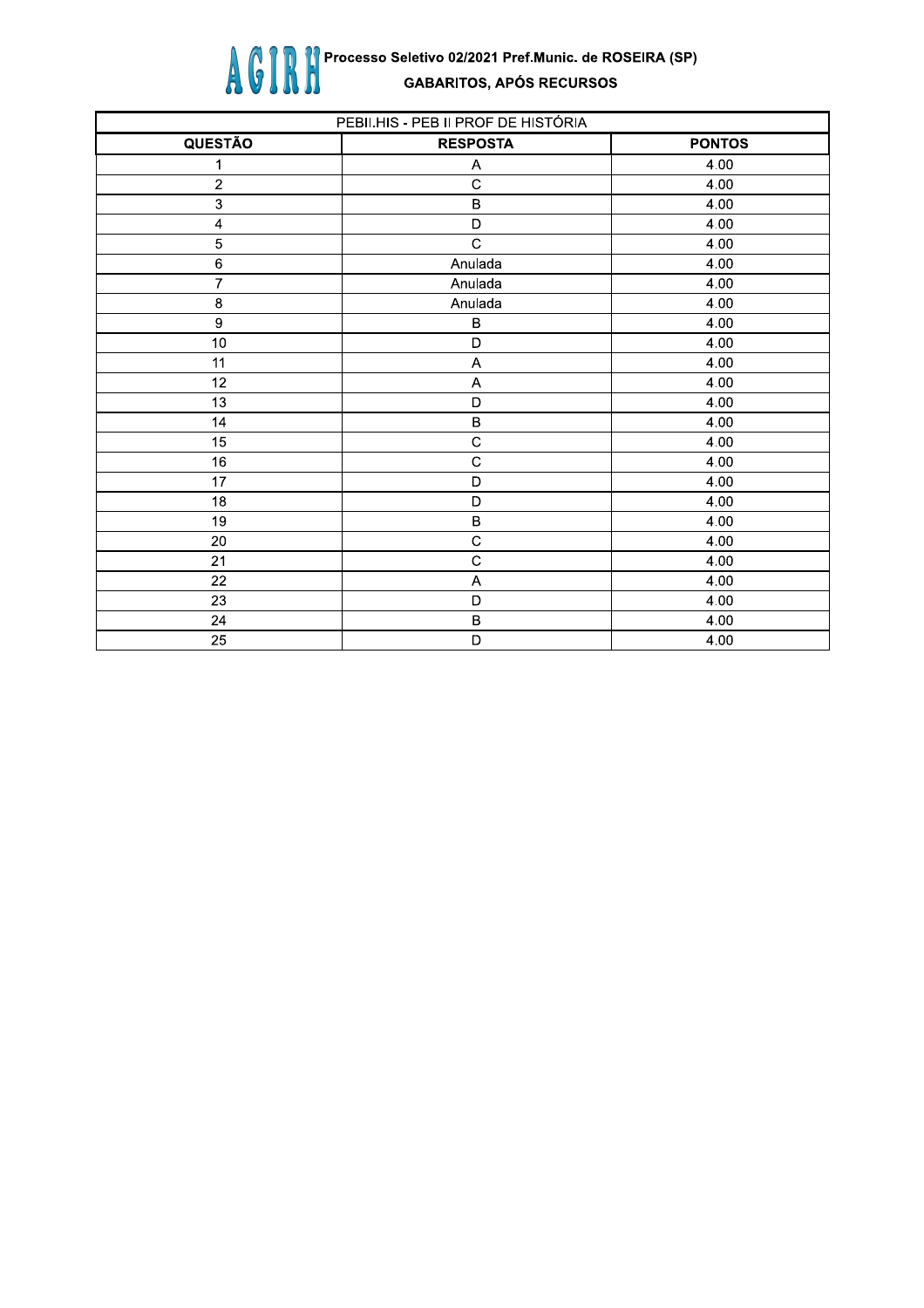AGIRH Processo Seletivo 02/2021 Pref.Munic. de ROSEIRA (SP)

GABARITOS, APÓS RECURSOS

| PEBII.HIS - PEB II PROF DE HISTÓRIA | | |
|---|---|---|
| **QUESTÃO** | **RESPOSTA** | **PONTOS** |
| 1 | A | 4.00 |
| 2 | C | 4.00 |
| 3 | B | 4.00 |
| 4 | D | 4.00 |
| 5 | C | 4.00 |
| 6 | Anulada | 4.00 |
| 7 | Anulada | 4.00 |
| 8 | Anulada | 4.00 |
| 9 | B | 4.00 |
| 10 | D | 4.00 |
| 11 | A | 4.00 |
| 12 | A | 4.00 |
| 13 | D | 4.00 |
| 14 | B | 4.00 |
| 15 | C | 4.00 |
| 16 | C | 4.00 |
| 17 | D | 4.00 |
| 18 | D | 4.00 |
| 19 | B | 4.00 |
| 20 | C | 4.00 |
| 21 | C | 4.00 |
| 22 | A | 4.00 |
| 23 | D | 4.00 |
| 24 | B | 4.00 |
| 25 | D | 4.00 |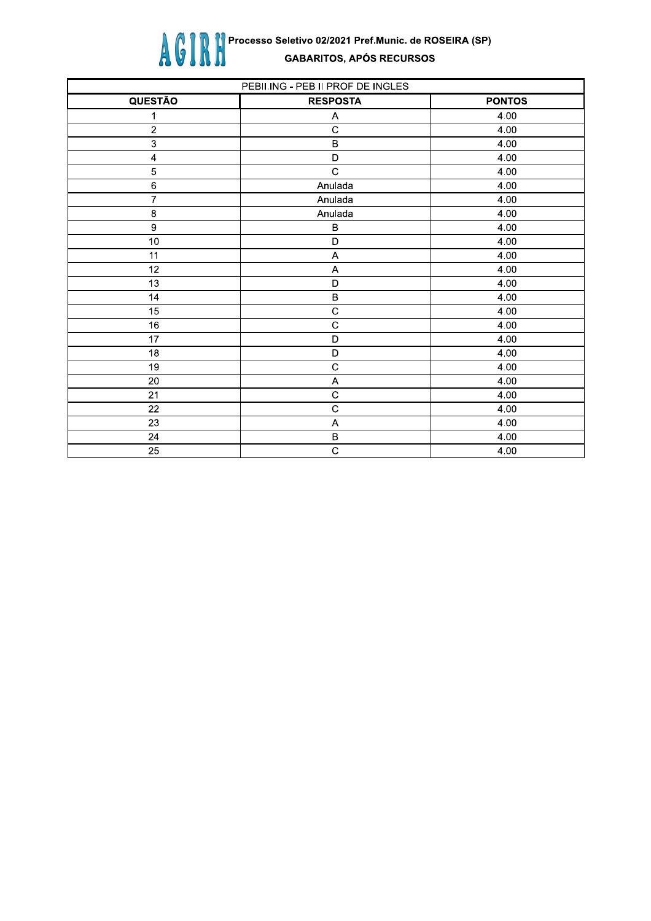AGIRH Processo Seletivo 02/2021 Pref.Munic. de ROSEIRA (SP)

GABARITOS, APÓS RECURSOS

| PEBII.ING - PEB II PROF DE INGLES | | |
|---|---|---|
| **QUESTÃO** | **RESPOSTA** | **PONTOS** |
| 1 | A | 4.00 |
| 2 | C | 4.00 |
| 3 | B | 4.00 |
| 4 | D | 4.00 |
| 5 | C | 4.00 |
| 6 | Anulada | 4.00 |
| 7 | Anulada | 4.00 |
| 8 | Anulada | 4.00 |
| 9 | B | 4.00 |
| 10 | D | 4.00 |
| 11 | A | 4.00 |
| 12 | A | 4.00 |
| 13 | D | 4.00 |
| 14 | B | 4.00 |
| 15 | C | 4.00 |
| 16 | C | 4.00 |
| 17 | D | 4.00 |
| 18 | D | 4.00 |
| 19 | C | 4.00 |
| 20 | A | 4.00 |
| 21 | C | 4.00 |
| 22 | C | 4.00 |
| 23 | A | 4.00 |
| 24 | B | 4.00 |
| 25 | C | 4.00 |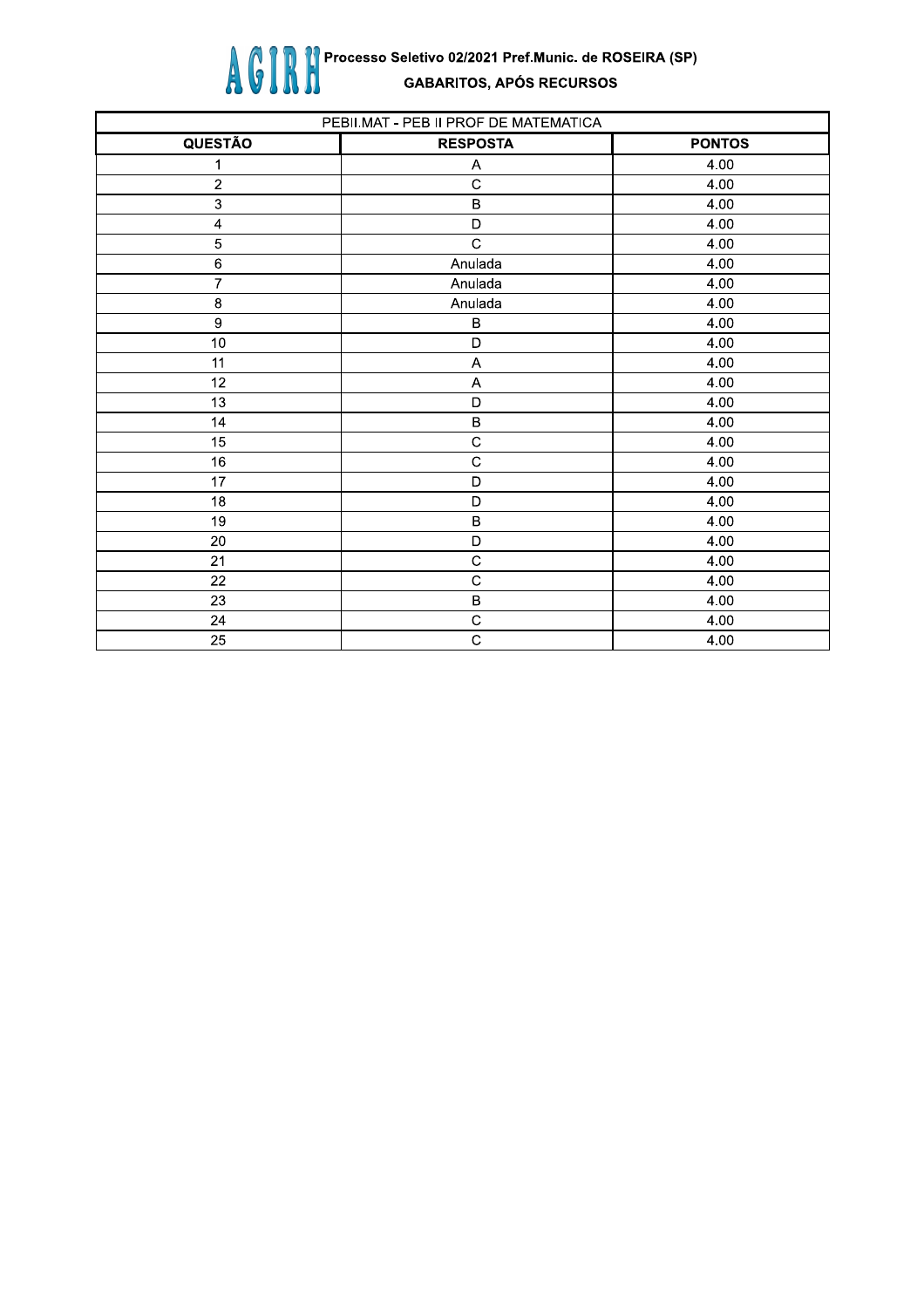**AGIRH** Processo Seletivo 02/2021 Pref.Munic. de ROSEIRA (SP)

**GABARITOS, APÓS RECURSOS**

| PEBII.MAT - PEB II PROF DE MATEMATICA | | |
|---|---|---|
| **QUESTÃO** | **RESPOSTA** | **PONTOS** |
| 1 | A | 4.00 |
| 2 | C | 4.00 |
| 3 | B | 4.00 |
| 4 | D | 4.00 |
| 5 | C | 4.00 |
| 6 | Anulada | 4.00 |
| 7 | Anulada | 4.00 |
| 8 | Anulada | 4.00 |
| 9 | B | 4.00 |
| 10 | D | 4.00 |
| 11 | A | 4.00 |
| 12 | A | 4.00 |
| 13 | D | 4.00 |
| 14 | B | 4.00 |
| 15 | C | 4.00 |
| 16 | C | 4.00 |
| 17 | D | 4.00 |
| 18 | D | 4.00 |
| 19 | B | 4.00 |
| 20 | D | 4.00 |
| 21 | C | 4.00 |
| 22 | C | 4.00 |
| 23 | B | 4.00 |
| 24 | C | 4.00 |
| 25 | C | 4.00 |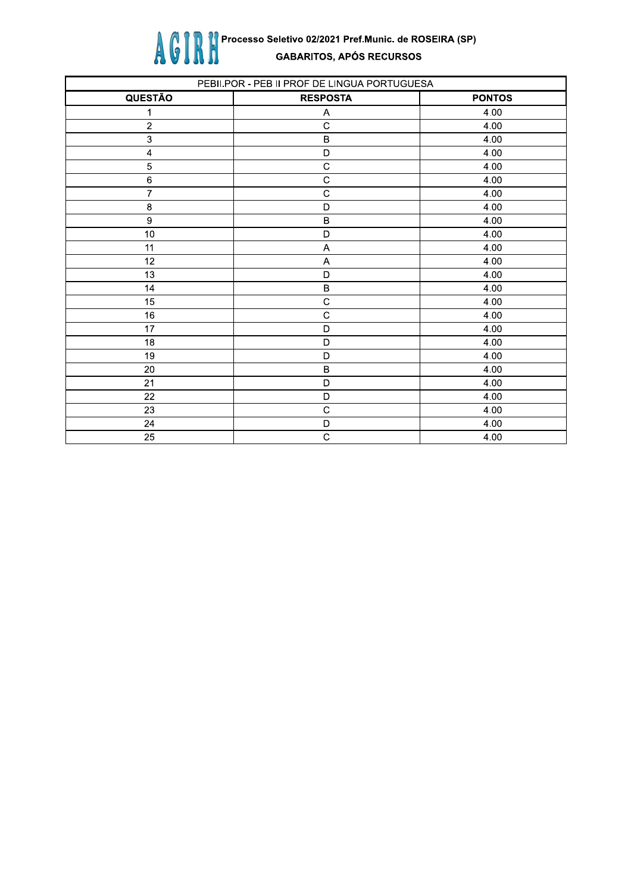**AGIRH** Processo Seletivo 02/2021 Pref.Munic. de ROSEIRA (SP)

**GABARITOS, APÓS RECURSOS**

| PEBII.POR - PEB II PROF DE LINGUA PORTUGUESA | | |
|---|---|---|
| **QUESTÃO** | **RESPOSTA** | **PONTOS** |
| 1 | A | 4.00 |
| 2 | C | 4.00 |
| 3 | B | 4.00 |
| 4 | D | 4.00 |
| 5 | C | 4.00 |
| 6 | C | 4.00 |
| 7 | C | 4.00 |
| 8 | D | 4.00 |
| 9 | B | 4.00 |
| 10 | D | 4.00 |
| 11 | A | 4.00 |
| 12 | A | 4.00 |
| 13 | D | 4.00 |
| 14 | B | 4.00 |
| 15 | C | 4.00 |
| 16 | C | 4.00 |
| 17 | D | 4.00 |
| 18 | D | 4.00 |
| 19 | D | 4.00 |
| 20 | B | 4.00 |
| 21 | D | 4.00 |
| 22 | D | 4.00 |
| 23 | C | 4.00 |
| 24 | D | 4.00 |
| 25 | C | 4.00 |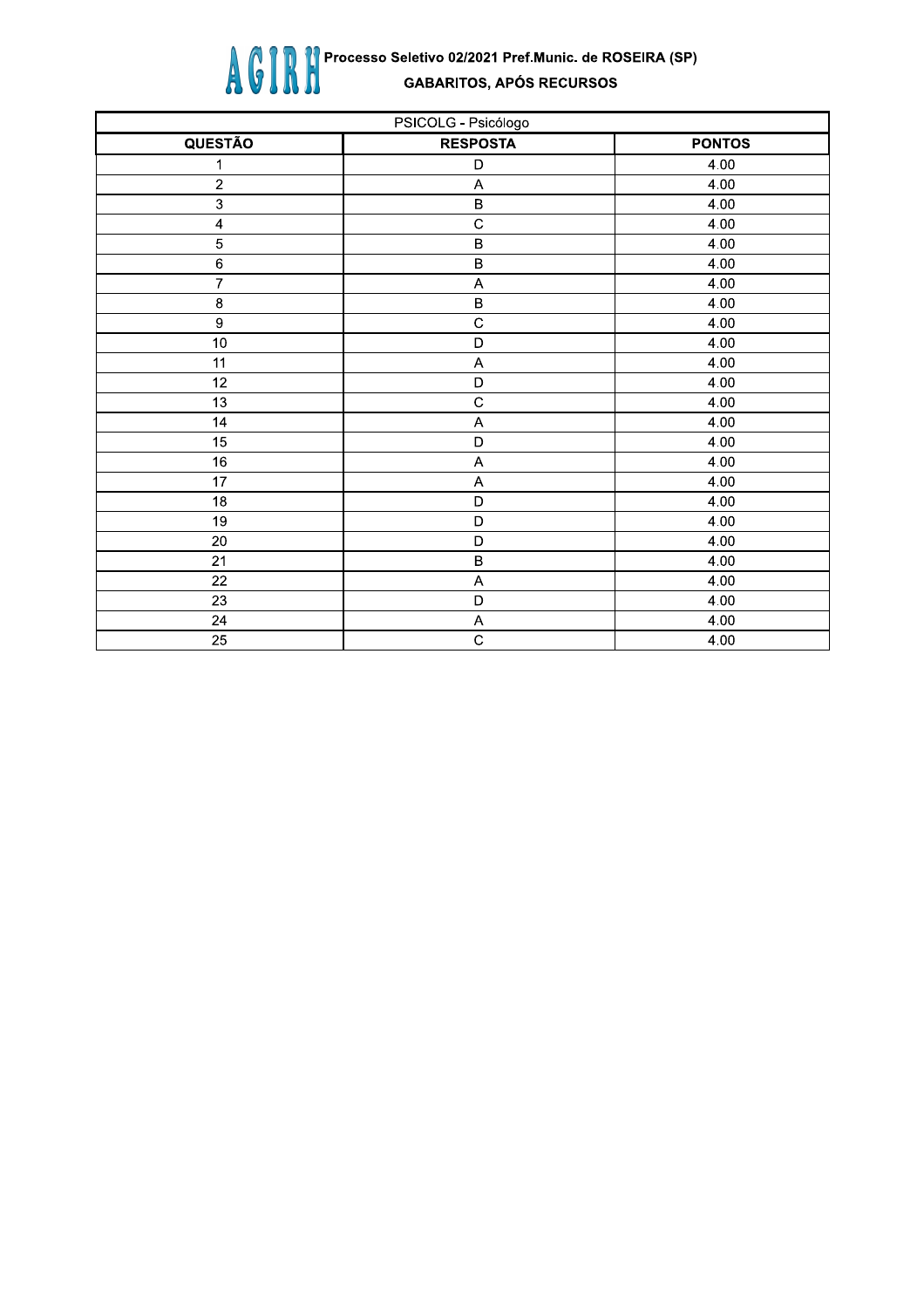AGIRH Processo Seletivo 02/2021 Pref.Munic. de ROSEIRA (SP)

**GABARITOS, APÓS RECURSOS**

| PSICOLG - Psicólogo | | |
|---|---|---|
| **QUESTÃO** | **RESPOSTA** | **PONTOS** |
| 1 | D | 4.00 |
| 2 | A | 4.00 |
| 3 | B | 4.00 |
| 4 | C | 4.00 |
| 5 | B | 4.00 |
| 6 | B | 4.00 |
| 7 | A | 4.00 |
| 8 | B | 4.00 |
| 9 | C | 4.00 |
| 10 | D | 4.00 |
| 11 | A | 4.00 |
| 12 | D | 4.00 |
| 13 | C | 4.00 |
| 14 | A | 4.00 |
| 15 | D | 4.00 |
| 16 | A | 4.00 |
| 17 | A | 4.00 |
| 18 | D | 4.00 |
| 19 | D | 4.00 |
| 20 | D | 4.00 |
| 21 | B | 4.00 |
| 22 | A | 4.00 |
| 23 | D | 4.00 |
| 24 | A | 4.00 |
| 25 | C | 4.00 |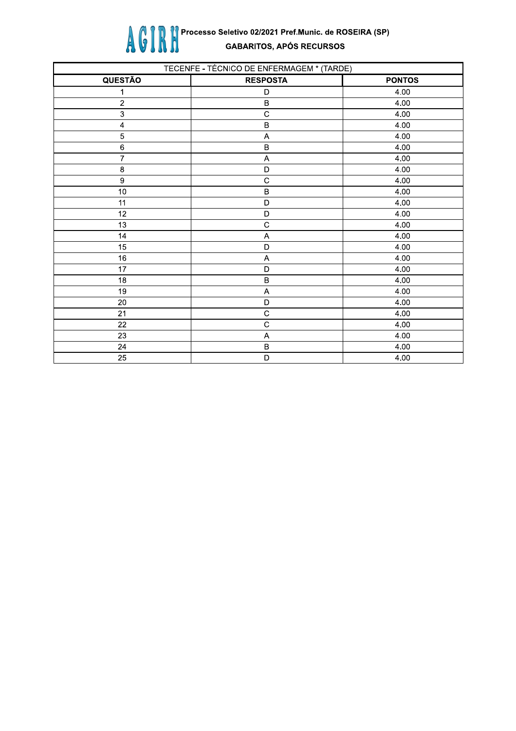AGIRH Processo Seletivo 02/2021 Pref.Munic. de ROSEIRA (SP)

**GABARITOS, APÓS RECURSOS**

| TECENFE - TÉCNICO DE ENFERMAGEM * (TARDE) | | |
|---|---|---|
| **QUESTÃO** | **RESPOSTA** | **PONTOS** |
| 1 | D | 4.00 |
| 2 | B | 4.00 |
| 3 | C | 4.00 |
| 4 | B | 4.00 |
| 5 | A | 4.00 |
| 6 | B | 4.00 |
| 7 | A | 4.00 |
| 8 | D | 4.00 |
| 9 | C | 4.00 |
| 10 | B | 4.00 |
| 11 | D | 4.00 |
| 12 | D | 4.00 |
| 13 | C | 4.00 |
| 14 | A | 4.00 |
| 15 | D | 4.00 |
| 16 | A | 4.00 |
| 17 | D | 4.00 |
| 18 | B | 4.00 |
| 19 | A | 4.00 |
| 20 | D | 4.00 |
| 21 | C | 4.00 |
| 22 | C | 4.00 |
| 23 | A | 4.00 |
| 24 | B | 4.00 |
| 25 | D | 4.00 |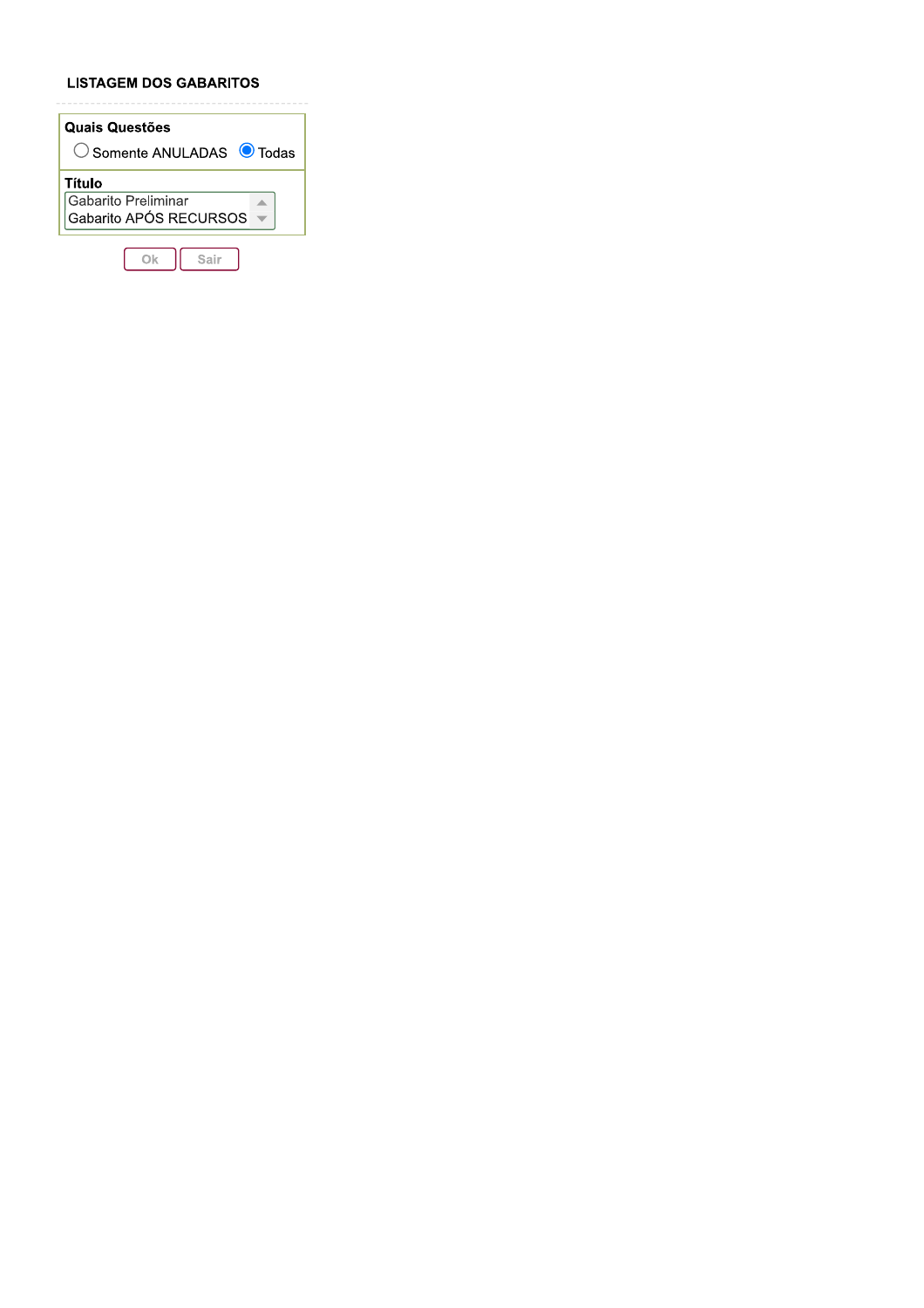**LISTAGEM DOS GABARITOS**

**Quais Questões**

○ Somente ANULADAS ● Todas

**Título**

Gabarito Preliminar
Gabarito APÓS RECURSOS

Ok Sair